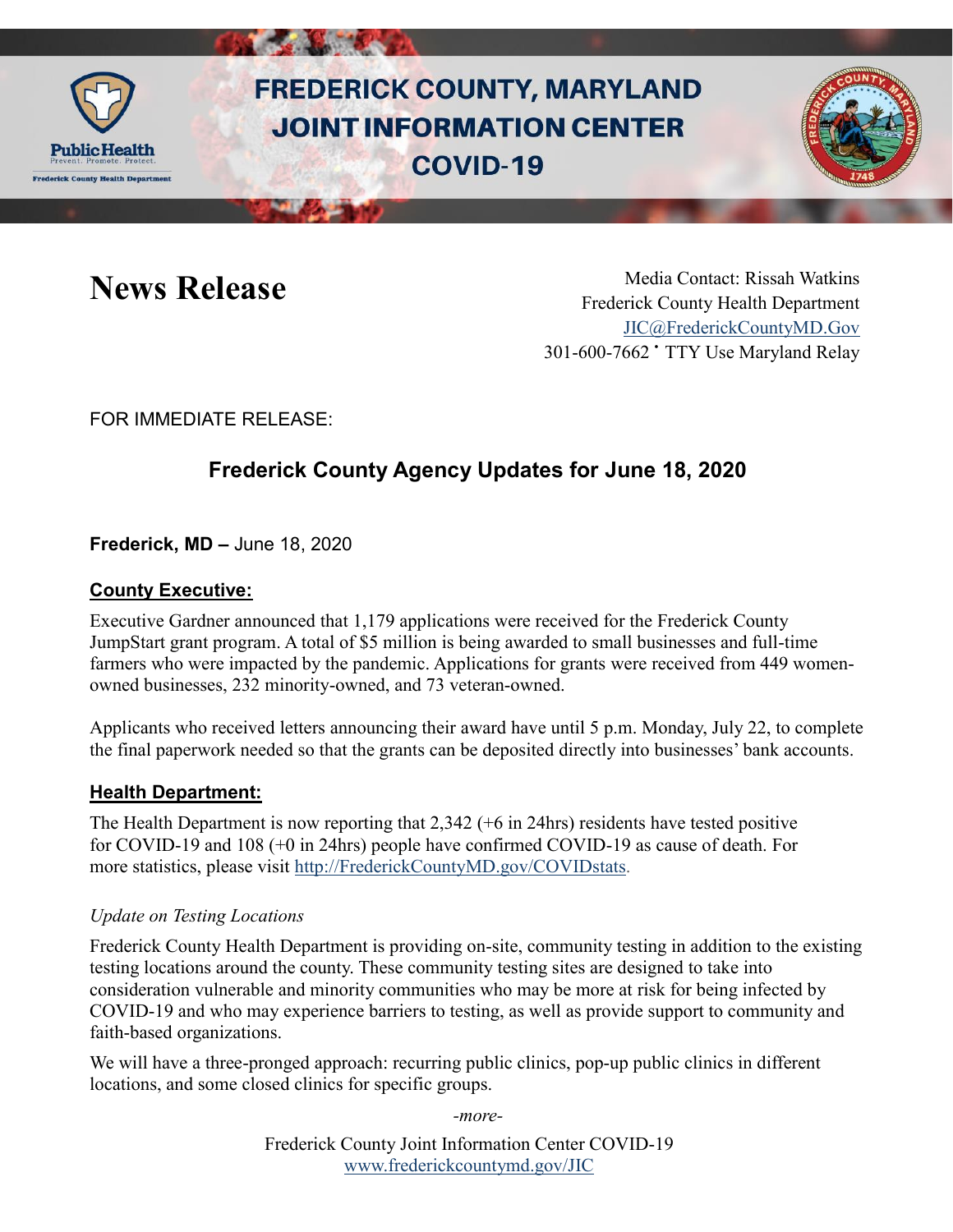# FREDERICK COUNTY, MARYLAND JOINT INFORMATION CENTER COVID-19

## News Release

Media Contact: Rissah Watkins
Frederick County Health Department
JIC@FrederickCountyMD.Gov
301-600-7662 • TTY Use Maryland Relay

FOR IMMEDIATE RELEASE:

## Frederick County Agency Updates for June 18, 2020

**Frederick, MD –** June 18, 2020

### County Executive:

Executive Gardner announced that 1,179 applications were received for the Frederick County JumpStart grant program. A total of $5 million is being awarded to small businesses and full-time farmers who were impacted by the pandemic. Applications for grants were received from 449 women-owned businesses, 232 minority-owned, and 73 veteran-owned.

Applicants who received letters announcing their award have until 5 p.m. Monday, July 22, to complete the final paperwork needed so that the grants can be deposited directly into businesses' bank accounts.

### Health Department:

The Health Department is now reporting that 2,342 (+6 in 24hrs) residents have tested positive for COVID-19 and 108 (+0 in 24hrs) people have confirmed COVID-19 as cause of death. For more statistics, please visit http://FrederickCountyMD.gov/COVIDstats.

*Update on Testing Locations*

Frederick County Health Department is providing on-site, community testing in addition to the existing testing locations around the county. These community testing sites are designed to take into consideration vulnerable and minority communities who may be more at risk for being infected by COVID-19 and who may experience barriers to testing, as well as provide support to community and faith-based organizations.

We will have a three-pronged approach: recurring public clinics, pop-up public clinics in different locations, and some closed clinics for specific groups.

*-more-*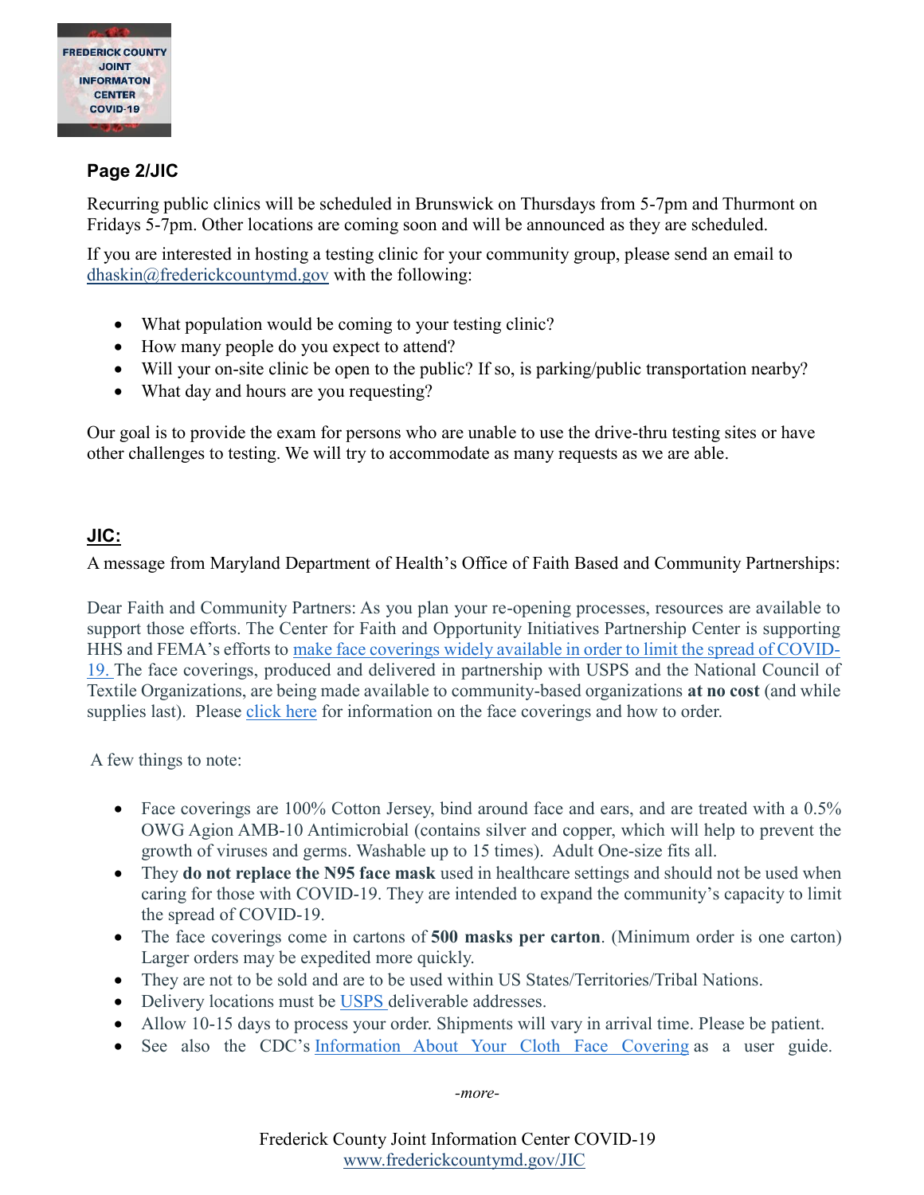**Page 2/JIC**

Recurring public clinics will be scheduled in Brunswick on Thursdays from 5-7pm and Thurmont on Fridays 5-7pm. Other locations are coming soon and will be announced as they are scheduled.

If you are interested in hosting a testing clinic for your community group, please send an email to dhaskin@frederickcountymd.gov with the following:

- What population would be coming to your testing clinic?
- How many people do you expect to attend?
- Will your on-site clinic be open to the public? If so, is parking/public transportation nearby?
- What day and hours are you requesting?

Our goal is to provide the exam for persons who are unable to use the drive-thru testing sites or have other challenges to testing. We will try to accommodate as many requests as we are able.

**JIC:**

A message from Maryland Department of Health's Office of Faith Based and Community Partnerships:

Dear Faith and Community Partners: As you plan your re-opening processes, resources are available to support those efforts. The Center for Faith and Opportunity Initiatives Partnership Center is supporting HHS and FEMA's efforts to make face coverings widely available in order to limit the spread of COVID-19. The face coverings, produced and delivered in partnership with USPS and the National Council of Textile Organizations, are being made available to community-based organizations **at no cost** (and while supplies last). Please click here for information on the face coverings and how to order.

A few things to note:

- Face coverings are 100% Cotton Jersey, bind around face and ears, and are treated with a 0.5% OWG Agion AMB-10 Antimicrobial (contains silver and copper, which will help to prevent the growth of viruses and germs. Washable up to 15 times). Adult One-size fits all.
- They **do not replace the N95 face mask** used in healthcare settings and should not be used when caring for those with COVID-19. They are intended to expand the community's capacity to limit the spread of COVID-19.
- The face coverings come in cartons of **500 masks per carton**. (Minimum order is one carton) Larger orders may be expedited more quickly.
- They are not to be sold and are to be used within US States/Territories/Tribal Nations.
- Delivery locations must be USPS deliverable addresses.
- Allow 10-15 days to process your order. Shipments will vary in arrival time. Please be patient.
- See also the CDC's Information About Your Cloth Face Covering as a user guide.

*-more-*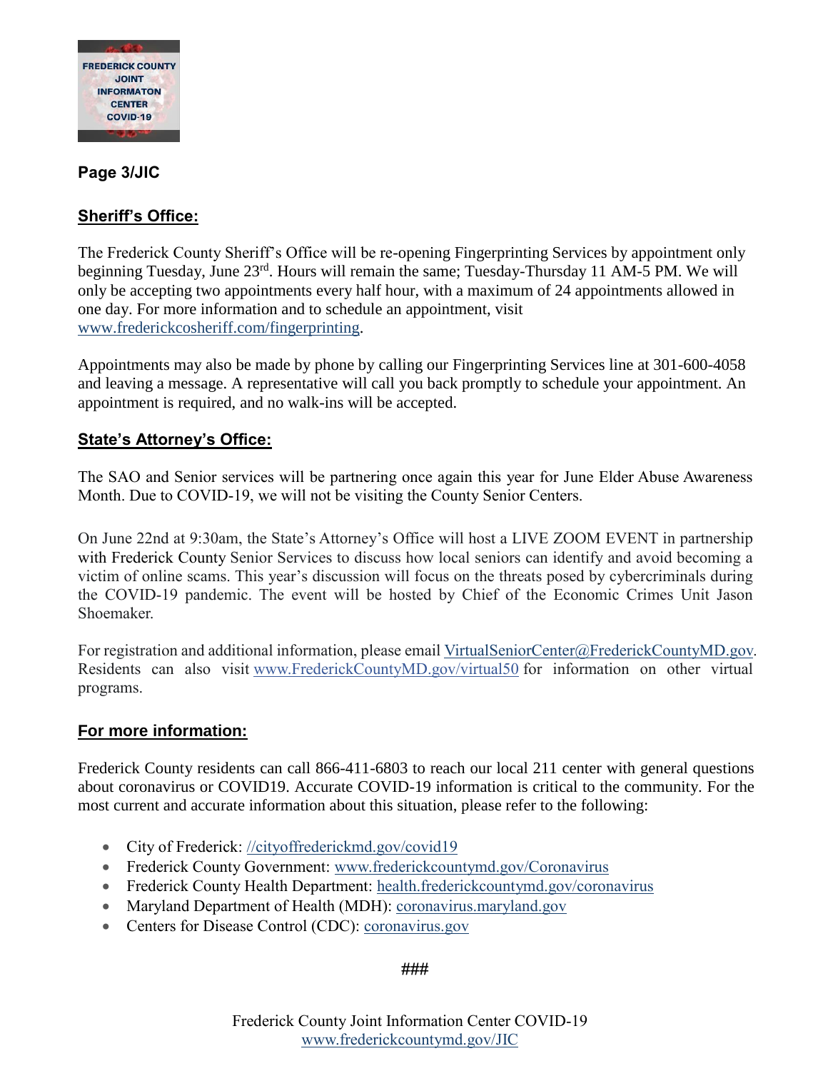**Page 3/JIC**

## Sheriff's Office:

The Frederick County Sheriff's Office will be re-opening Fingerprinting Services by appointment only beginning Tuesday, June 23rd. Hours will remain the same; Tuesday-Thursday 11 AM-5 PM. We will only be accepting two appointments every half hour, with a maximum of 24 appointments allowed in one day. For more information and to schedule an appointment, visit www.frederickcosheriff.com/fingerprinting.

Appointments may also be made by phone by calling our Fingerprinting Services line at 301-600-4058 and leaving a message. A representative will call you back promptly to schedule your appointment. An appointment is required, and no walk-ins will be accepted.

## State's Attorney's Office:

The SAO and Senior services will be partnering once again this year for June Elder Abuse Awareness Month. Due to COVID-19, we will not be visiting the County Senior Centers.

On June 22nd at 9:30am, the State's Attorney's Office will host a LIVE ZOOM EVENT in partnership with Frederick County Senior Services to discuss how local seniors can identify and avoid becoming a victim of online scams. This year's discussion will focus on the threats posed by cybercriminals during the COVID-19 pandemic. The event will be hosted by Chief of the Economic Crimes Unit Jason Shoemaker.

For registration and additional information, please email VirtualSeniorCenter@FrederickCountyMD.gov. Residents can also visit www.FrederickCountyMD.gov/virtual50 for information on other virtual programs.

## For more information:

Frederick County residents can call 866-411-6803 to reach our local 211 center with general questions about coronavirus or COVID19. Accurate COVID-19 information is critical to the community. For the most current and accurate information about this situation, please refer to the following:

- City of Frederick: //cityoffrederickmd.gov/covid19
- Frederick County Government: www.frederickcountymd.gov/Coronavirus
- Frederick County Health Department: health.frederickcountymd.gov/coronavirus
- Maryland Department of Health (MDH): coronavirus.maryland.gov
- Centers for Disease Control (CDC): coronavirus.gov

###

Frederick County Joint Information Center COVID-19
www.frederickcountymd.gov/JIC